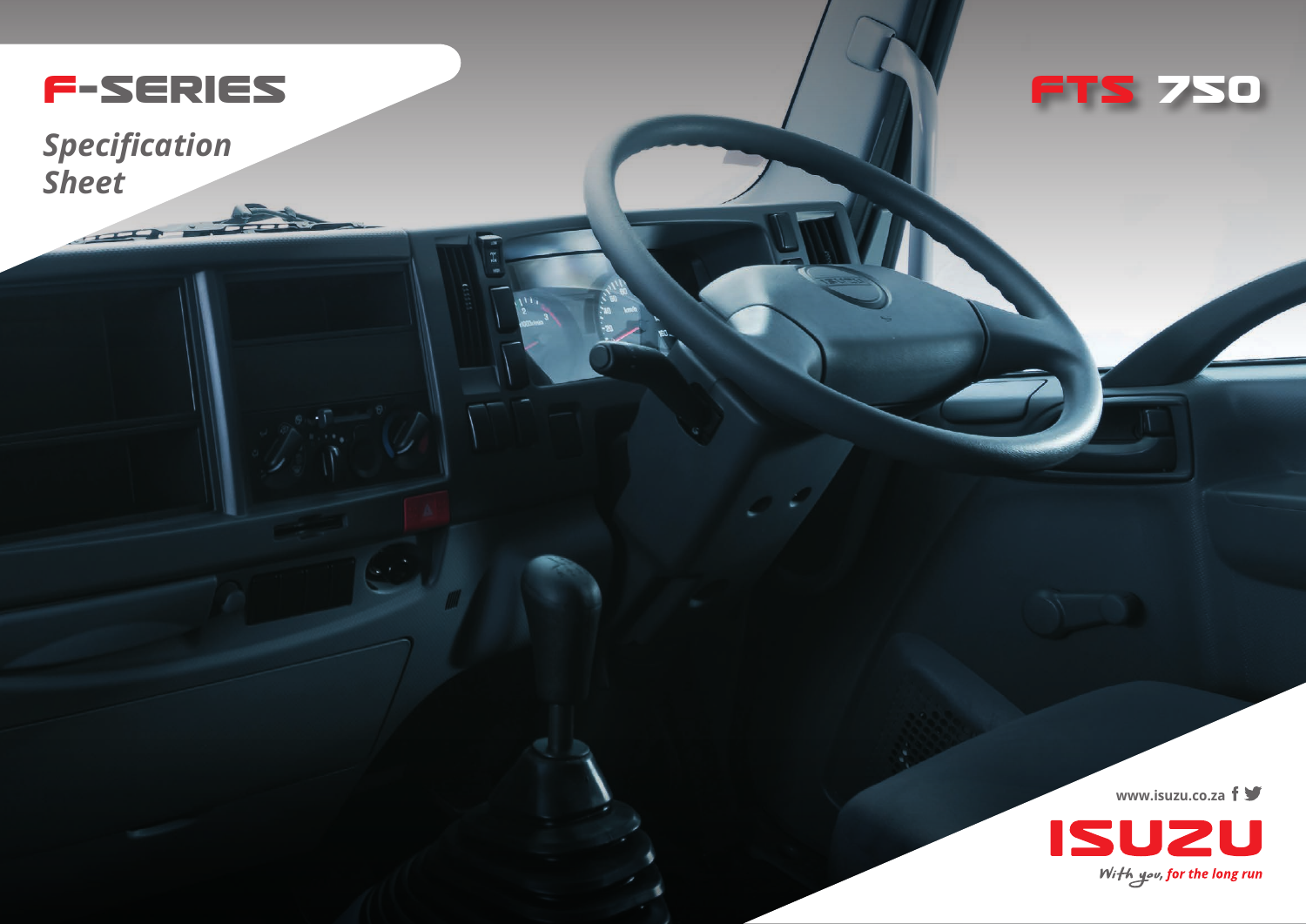# F-SERIES

*Specification Sheet*

# FTS 750

www.isuzu.co.za

ISUZU

*With you, for the long run*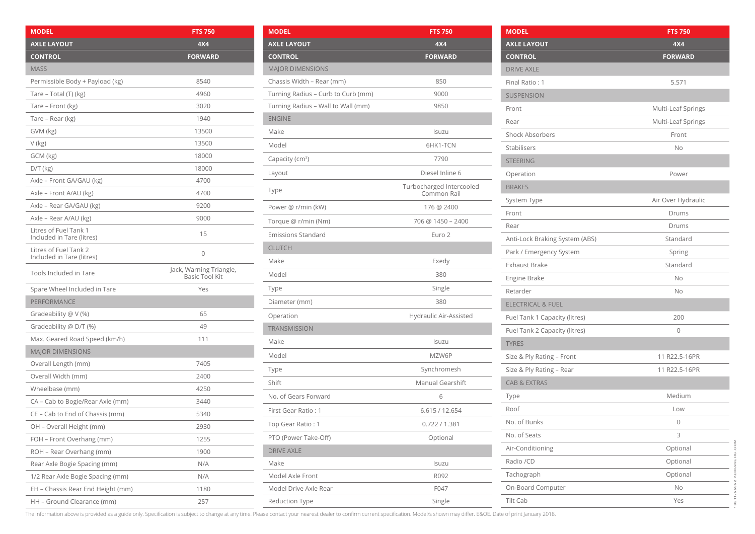| MODEL | FTS 750 |
|---|---|
| AXLE LAYOUT | 4X4 |
| CONTROL | FORWARD |
| MASS | |
| Permissible Body + Payload (kg) | 8540 |
| Tare – Total (T) (kg) | 4960 |
| Tare – Front (kg) | 3020 |
| Tare – Rear (kg) | 1940 |
| GVM (kg) | 13500 |
| V (kg) | 13500 |
| GCM (kg) | 18000 |
| D/T (kg) | 18000 |
| Axle – Front GA/GAU (kg) | 4700 |
| Axle – Front A/AU (kg) | 4700 |
| Axle – Rear GA/GAU (kg) | 9200 |
| Axle – Rear A/AU (kg) | 9000 |
| Litres of Fuel Tank 1 Included in Tare (litres) | 15 |
| Litres of Fuel Tank 2 Included in Tare (litres) | 0 |
| Tools Included in Tare | Jack, Warning Triangle, Basic Tool Kit |
| Spare Wheel Included in Tare | Yes |
| PERFORMANCE | |
| Gradeability @ V (%) | 65 |
| Gradeability @ D/T (%) | 49 |
| Max. Geared Road Speed (km/h) | 111 |
| MAJOR DIMENSIONS | |
| Overall Length (mm) | 7405 |
| Overall Width (mm) | 2400 |
| Wheelbase (mm) | 4250 |
| CA – Cab to Bogie/Rear Axle (mm) | 3440 |
| CE – Cab to End of Chassis (mm) | 5340 |
| OH – Overall Height (mm) | 2930 |
| FOH – Front Overhang (mm) | 1255 |
| ROH – Rear Overhang (mm) | 1900 |
| Rear Axle Bogie Spacing (mm) | N/A |
| 1/2 Rear Axle Bogie Spacing (mm) | N/A |
| EH – Chassis Rear End Height (mm) | 1180 |
| HH – Ground Clearance (mm) | 257 |

| MODEL | FTS 750 |
|---|---|
| AXLE LAYOUT | 4X4 |
| CONTROL | FORWARD |
| MAJOR DIMENSIONS | |
| Chassis Width – Rear (mm) | 850 |
| Turning Radius – Curb to Curb (mm) | 9000 |
| Turning Radius – Wall to Wall (mm) | 9850 |
| ENGINE | |
| Make | Isuzu |
| Model | 6HK1-TCN |
| Capacity (cm³) | 7790 |
| Layout | Diesel Inline 6 |
| Type | Turbocharged Intercooled Common Rail |
| Power @ r/min (kW) | 176 @ 2400 |
| Torque @ r/min (Nm) | 706 @ 1450 – 2400 |
| Emissions Standard | Euro 2 |
| CLUTCH | |
| Make | Exedy |
| Model | 380 |
| Type | Single |
| Diameter (mm) | 380 |
| Operation | Hydraulic Air-Assisted |
| TRANSMISSION | |
| Make | Isuzu |
| Model | MZW6P |
| Type | Synchromesh |
| Shift | Manual Gearshift |
| No. of Gears Forward | 6 |
| First Gear Ratio : 1 | 6.615 / 12.654 |
| Top Gear Ratio : 1 | 0.722 / 1.381 |
| PTO (Power Take-Off) | Optional |
| DRIVE AXLE | |
| Make | Isuzu |
| Model Axle Front | R092 |
| Model Drive Axle Rear | F047 |
| Reduction Type | Single |

| MODEL | FTS 750 |
|---|---|
| AXLE LAYOUT | 4X4 |
| CONTROL | FORWARD |
| DRIVE AXLE | |
| Final Ratio : 1 | 5.571 |
| SUSPENSION | |
| Front | Multi-Leaf Springs |
| Rear | Multi-Leaf Springs |
| Shock Absorbers | Front |
| Stabilisers | No |
| STEERING | |
| Operation | Power |
| BRAKES | |
| System Type | Air Over Hydraulic |
| Front | Drums |
| Rear | Drums |
| Anti-Lock Braking System (ABS) | Standard |
| Park / Emergency System | Spring |
| Exhaust Brake | Standard |
| Engine Brake | No |
| Retarder | No |
| ELECTRICAL & FUEL | |
| Fuel Tank 1 Capacity (litres) | 200 |
| Fuel Tank 2 Capacity (litres) | 0 |
| TYRES | |
| Size & Ply Rating – Front | 11 R22.5-16PR |
| Size & Ply Rating – Rear | 11 R22.5-16PR |
| CAB & EXTRAS | |
| Type | Medium |
| Roof | Low |
| No. of Bunks | 0 |
| No. of Seats | 3 |
| Air-Conditioning | Optional |
| Radio /CD | Optional |
| Tachograph | Optional |
| On-Board Computer | No |
| Tilt Cab | Yes |

The information above is provided as a guide only. Specification is subject to change at any time. Please contact your nearest dealer to confirm current specification. Model/s shown may differ. E&OE. Date of print January 2018.